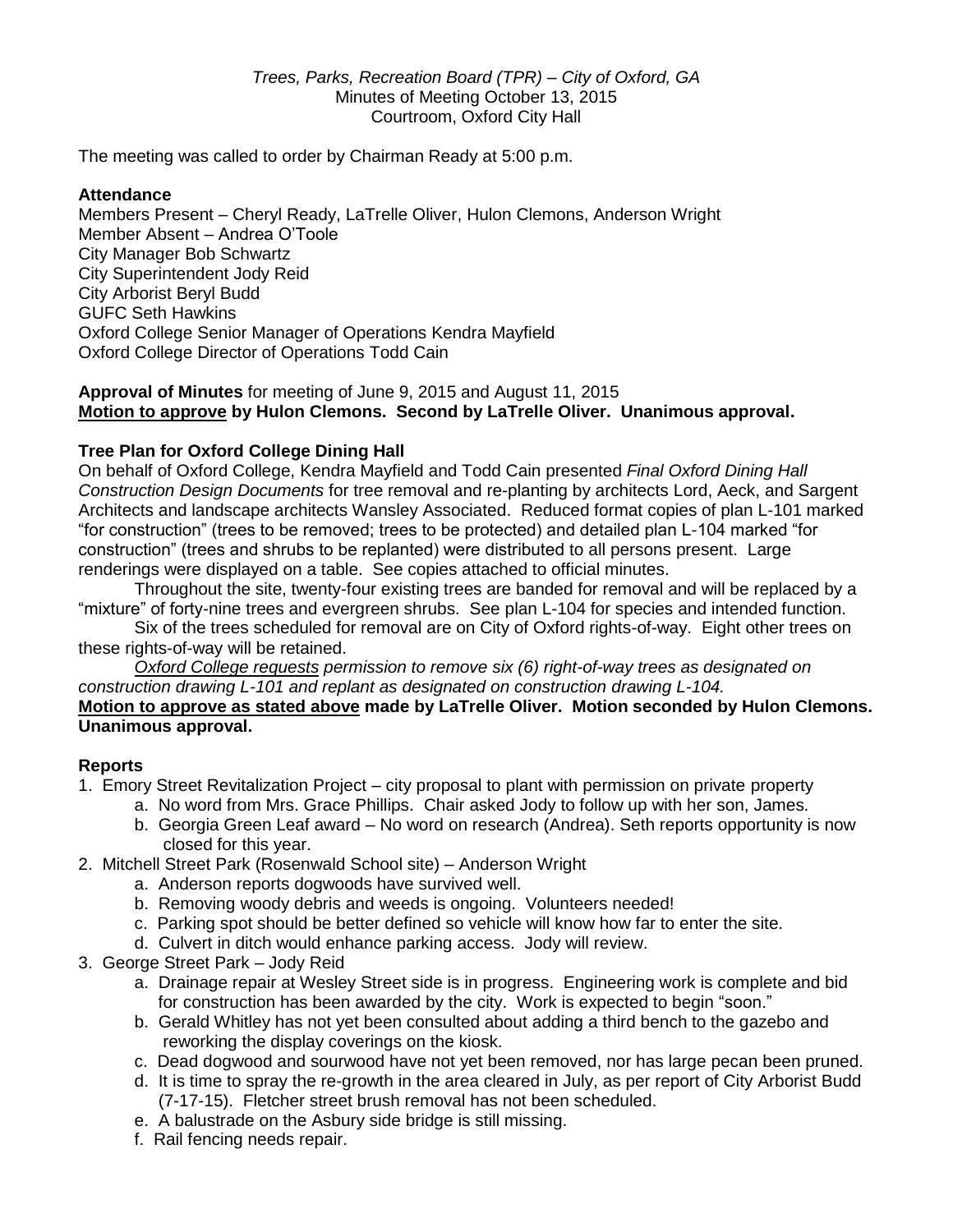*Trees, Parks, Recreation Board (TPR) – City of Oxford, GA*
Minutes of Meeting October 13, 2015
Courtroom, Oxford City Hall

The meeting was called to order by Chairman Ready at 5:00 p.m.

**Attendance**
Members Present – Cheryl Ready, LaTrelle Oliver, Hulon Clemons, Anderson Wright
Member Absent – Andrea O'Toole
City Manager Bob Schwartz
City Superintendent Jody Reid
City Arborist Beryl Budd
GUFC Seth Hawkins
Oxford College Senior Manager of Operations Kendra Mayfield
Oxford College Director of Operations Todd Cain

**Approval of Minutes** for meeting of June 9, 2015 and August 11, 2015
**<u>Motion to approve</u> by Hulon Clemons. Second by LaTrelle Oliver. Unanimous approval.**

**Tree Plan for Oxford College Dining Hall**
On behalf of Oxford College, Kendra Mayfield and Todd Cain presented *Final Oxford Dining Hall Construction Design Documents* for tree removal and re-planting by architects Lord, Aeck, and Sargent Architects and landscape architects Wansley Associated. Reduced format copies of plan L-101 marked "for construction" (trees to be removed; trees to be protected) and detailed plan L-104 marked "for construction" (trees and shrubs to be replanted) were distributed to all persons present. Large renderings were displayed on a table. See copies attached to official minutes.

Throughout the site, twenty-four existing trees are banded for removal and will be replaced by a "mixture" of forty-nine trees and evergreen shrubs. See plan L-104 for species and intended function.

Six of the trees scheduled for removal are on City of Oxford rights-of-way. Eight other trees on these rights-of-way will be retained.

*<u>Oxford College requests</u> permission to remove six (6) right-of-way trees as designated on construction drawing L-101 and replant as designated on construction drawing L-104.*
**<u>Motion to approve as stated above</u> made by LaTrelle Oliver. Motion seconded by Hulon Clemons. Unanimous approval.**

**Reports**

1. Emory Street Revitalization Project – city proposal to plant with permission on private property
    a. No word from Mrs. Grace Phillips. Chair asked Jody to follow up with her son, James.
    b. Georgia Green Leaf award – No word on research (Andrea). Seth reports opportunity is now closed for this year.
2. Mitchell Street Park (Rosenwald School site) – Anderson Wright
    a. Anderson reports dogwoods have survived well.
    b. Removing woody debris and weeds is ongoing. Volunteers needed!
    c. Parking spot should be better defined so vehicle will know how far to enter the site.
    d. Culvert in ditch would enhance parking access. Jody will review.
3. George Street Park – Jody Reid
    a. Drainage repair at Wesley Street side is in progress. Engineering work is complete and bid for construction has been awarded by the city. Work is expected to begin "soon."
    b. Gerald Whitley has not yet been consulted about adding a third bench to the gazebo and reworking the display coverings on the kiosk.
    c. Dead dogwood and sourwood have not yet been removed, nor has large pecan been pruned.
    d. It is time to spray the re-growth in the area cleared in July, as per report of City Arborist Budd (7-17-15). Fletcher street brush removal has not been scheduled.
    e. A balustrade on the Asbury side bridge is still missing.
    f. Rail fencing needs repair.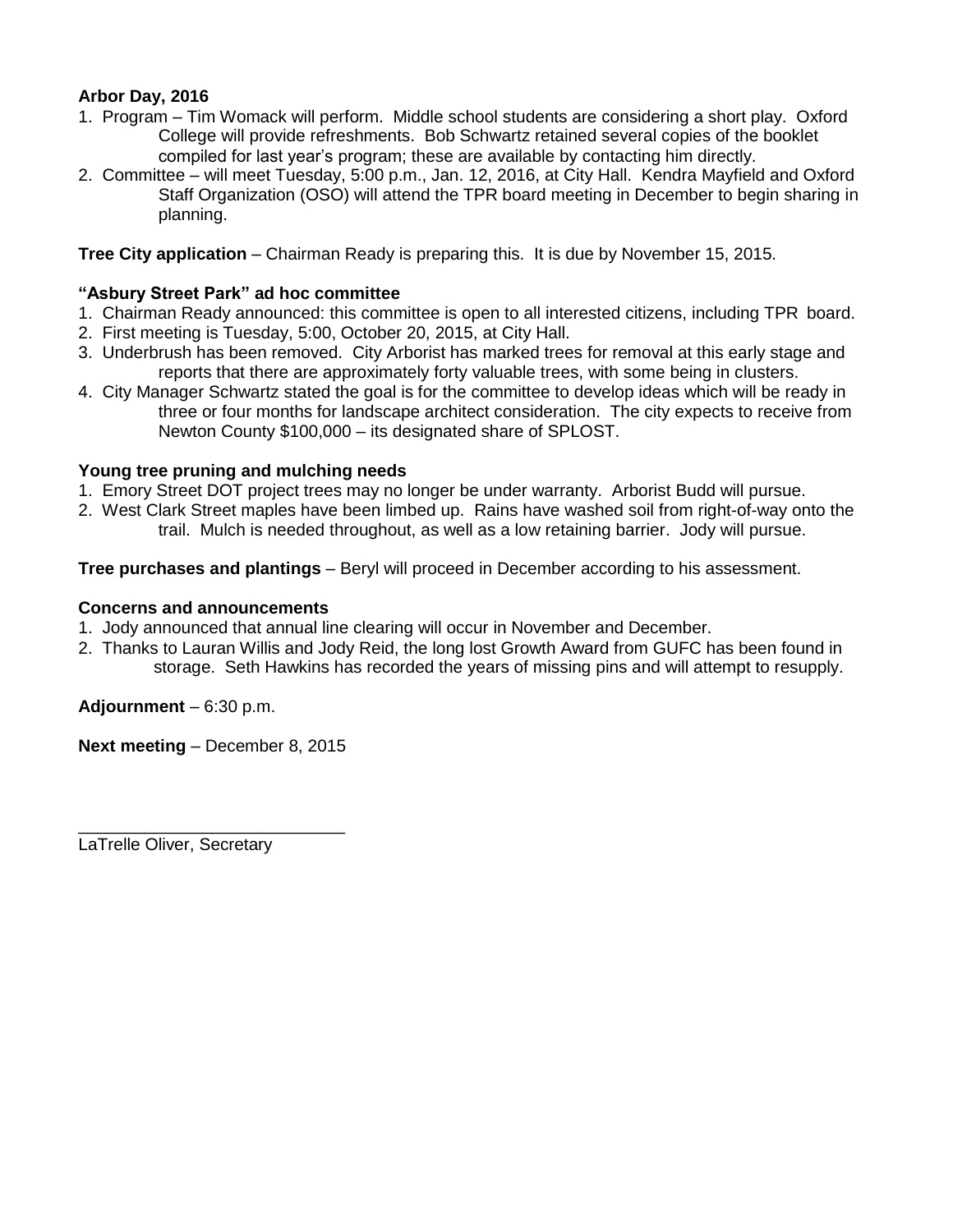**Arbor Day, 2016**

1. Program – Tim Womack will perform. Middle school students are considering a short play. Oxford College will provide refreshments. Bob Schwartz retained several copies of the booklet compiled for last year's program; these are available by contacting him directly.
2. Committee – will meet Tuesday, 5:00 p.m., Jan. 12, 2016, at City Hall. Kendra Mayfield and Oxford Staff Organization (OSO) will attend the TPR board meeting in December to begin sharing in planning.

**Tree City application** – Chairman Ready is preparing this. It is due by November 15, 2015.

**"Asbury Street Park" ad hoc committee**

1. Chairman Ready announced: this committee is open to all interested citizens, including TPR board.
2. First meeting is Tuesday, 5:00, October 20, 2015, at City Hall.
3. Underbrush has been removed. City Arborist has marked trees for removal at this early stage and reports that there are approximately forty valuable trees, with some being in clusters.
4. City Manager Schwartz stated the goal is for the committee to develop ideas which will be ready in three or four months for landscape architect consideration. The city expects to receive from Newton County $100,000 – its designated share of SPLOST.

**Young tree pruning and mulching needs**

1. Emory Street DOT project trees may no longer be under warranty. Arborist Budd will pursue.
2. West Clark Street maples have been limbed up. Rains have washed soil from right-of-way onto the trail. Mulch is needed throughout, as well as a low retaining barrier. Jody will pursue.

**Tree purchases and plantings** – Beryl will proceed in December according to his assessment.

**Concerns and announcements**

1. Jody announced that annual line clearing will occur in November and December.
2. Thanks to Lauran Willis and Jody Reid, the long lost Growth Award from GUFC has been found in storage. Seth Hawkins has recorded the years of missing pins and will attempt to resupply.

**Adjournment** – 6:30 p.m.

**Next meeting** – December 8, 2015

\_\_\_\_\_\_\_\_\_\_\_\_\_\_\_\_\_\_\_\_\_\_\_\_\_\_\_\_

LaTrelle Oliver, Secretary